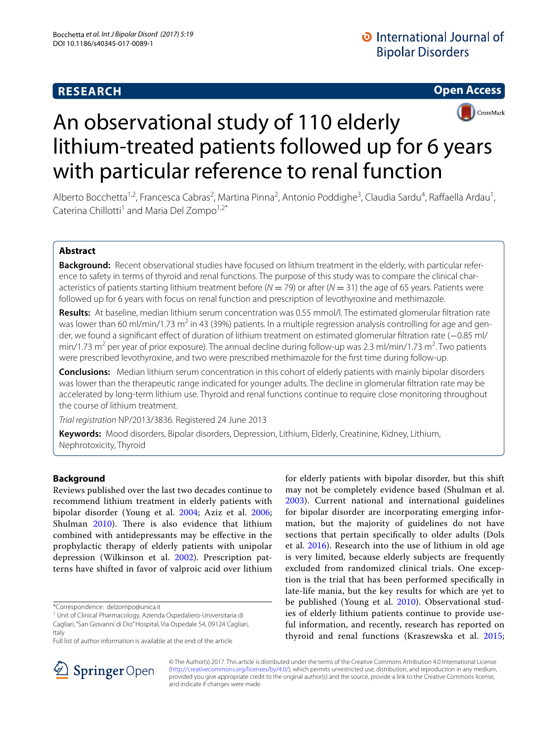# An observational study of 110 elderly lithium-treated patients followed up for 6 years with particular reference to renal function

Alberto Bocchetta[1,2], Francesca Cabras[2], Martina Pinna[2], Antonio Poddighe[3], Claudia Sardu[4], Raffaella Ardau[1], Caterina Chillotti[1] and Maria Del Zompo[1,2*]

## Abstract

**Background:** Recent observational studies have focused on lithium treatment in the elderly, with particular reference to safety in terms of thyroid and renal functions. The purpose of this study was to compare the clinical characteristics of patients starting lithium treatment before ($N = 79$) or after ($N = 31$) the age of 65 years. Patients were followed up for 6 years with focus on renal function and prescription of levothyroxine and methimazole.

**Results:** At baseline, median lithium serum concentration was 0.55 mmol/l. The estimated glomerular filtration rate was lower than 60 ml/min/1.73 m$^2$ in 43 (39%) patients. In a multiple regression analysis controlling for age and gender, we found a significant effect of duration of lithium treatment on estimated glomerular filtration rate (−0.85 ml/min/1.73 m$^2$ per year of prior exposure). The annual decline during follow-up was 2.3 ml/min/1.73 m$^2$. Two patients were prescribed levothyroxine, and two were prescribed methimazole for the first time during follow-up.

**Conclusions:** Median lithium serum concentration in this cohort of elderly patients with mainly bipolar disorders was lower than the therapeutic range indicated for younger adults. The decline in glomerular filtration rate may be accelerated by long-term lithium use. Thyroid and renal functions continue to require close monitoring throughout the course of lithium treatment.

*Trial registration* NP/2013/3836. Registered 24 June 2013

**Keywords:** Mood disorders, Bipolar disorders, Depression, Lithium, Elderly, Creatinine, Kidney, Lithium, Nephrotoxicity, Thyroid

## Background

Reviews published over the last two decades continue to recommend lithium treatment in elderly patients with bipolar disorder (Young et al. 2004; Aziz et al. 2006; Shulman 2010). There is also evidence that lithium combined with antidepressants may be effective in the prophylactic therapy of elderly patients with unipolar depression (Wilkinson et al. 2002). Prescription patterns have shifted in favor of valproic acid over lithium for elderly patients with bipolar disorder, but this shift may not be completely evidence based (Shulman et al. 2003). Current national and international guidelines for bipolar disorder are incorporating emerging information, but the majority of guidelines do not have sections that pertain specifically to older adults (Dols et al. 2016). Research into the use of lithium in old age is very limited, because elderly subjects are frequently excluded from randomized clinical trials. One exception is the trial that has been performed specifically in late-life mania, but the key results for which are yet to be published (Young et al. 2010). Observational studies of elderly lithium patients continue to provide useful information, and recently, research has reported on thyroid and renal functions (Kraszewska et al. 2015;

*Correspondence: delzompo@unica.it
[1] Unit of Clinical Pharmacology, Azienda Ospedaliero-Universitaria di Cagliari, "San Giovanni di Dio" Hospital, Via Ospedale 54, 09124 Cagliari, Italy
Full list of author information is available at the end of the article

© The Author(s) 2017. This article is distributed under the terms of the Creative Commons Attribution 4.0 International License (http://creativecommons.org/licenses/by/4.0/), which permits unrestricted use, distribution, and reproduction in any medium, provided you give appropriate credit to the original author(s) and the source, provide a link to the Creative Commons license, and indicate if changes were made.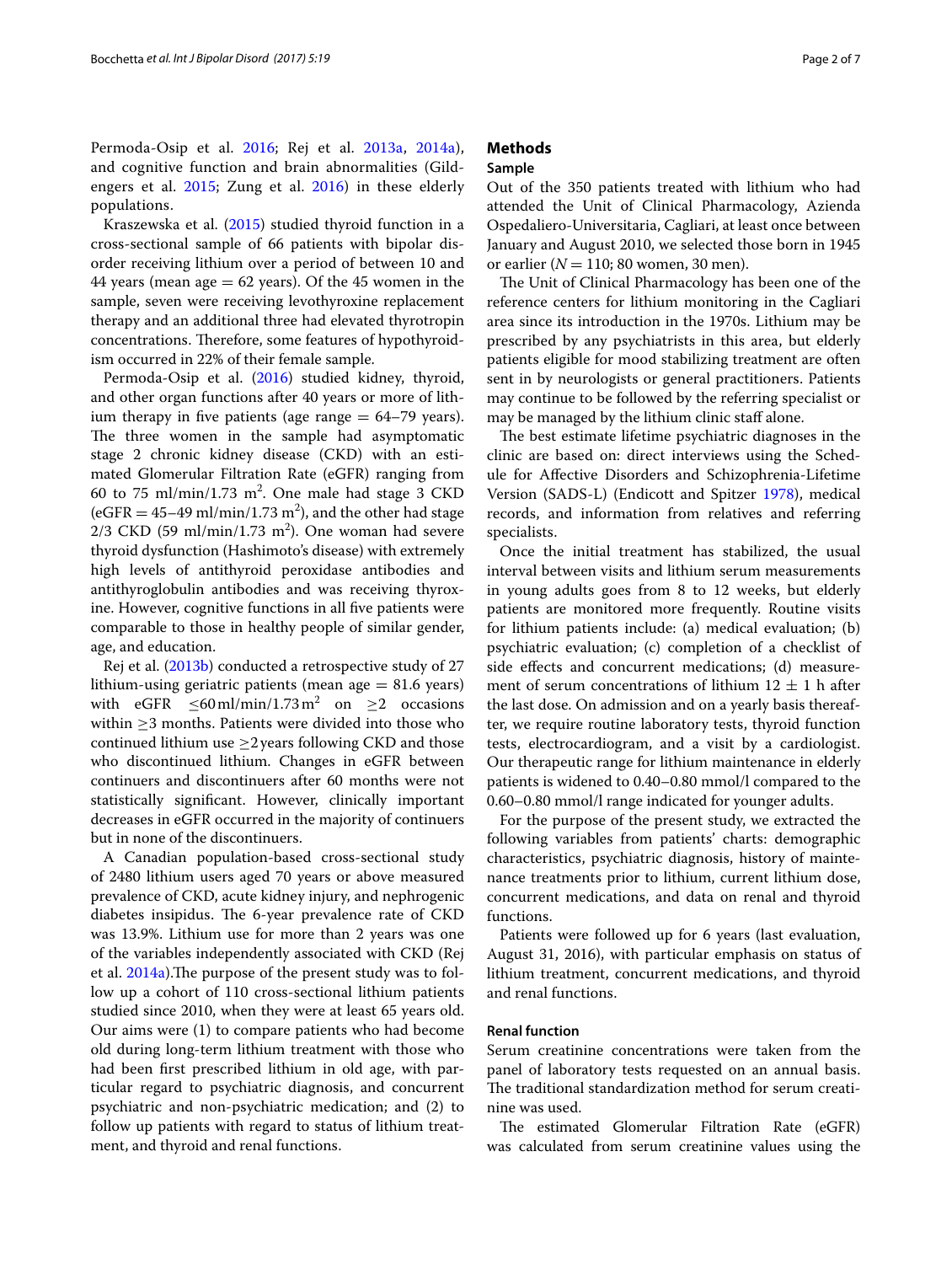Permoda-Osip et al. 2016; Rej et al. 2013a, 2014a), and cognitive function and brain abnormalities (Gildengers et al. 2015; Zung et al. 2016) in these elderly populations.

Kraszewska et al. (2015) studied thyroid function in a cross-sectional sample of 66 patients with bipolar disorder receiving lithium over a period of between 10 and 44 years (mean age = 62 years). Of the 45 women in the sample, seven were receiving levothyroxine replacement therapy and an additional three had elevated thyrotropin concentrations. Therefore, some features of hypothyroidism occurred in 22% of their female sample.

Permoda-Osip et al. (2016) studied kidney, thyroid, and other organ functions after 40 years or more of lithium therapy in five patients (age range = 64–79 years). The three women in the sample had asymptomatic stage 2 chronic kidney disease (CKD) with an estimated Glomerular Filtration Rate (eGFR) ranging from 60 to 75 ml/min/1.73 $m^2$. One male had stage 3 CKD (eGFR = 45–49 ml/min/1.73 $m^2$), and the other had stage 2/3 CKD (59 ml/min/1.73 $m^2$). One woman had severe thyroid dysfunction (Hashimoto's disease) with extremely high levels of antithyroid peroxidase antibodies and antithyroglobulin antibodies and was receiving thyroxine. However, cognitive functions in all five patients were comparable to those in healthy people of similar gender, age, and education.

Rej et al. (2013b) conducted a retrospective study of 27 lithium-using geriatric patients (mean age = 81.6 years) with eGFR $\leq$60 ml/min/1.73 $m^2$ on $\geq$2 occasions within $\geq$3 months. Patients were divided into those who continued lithium use $\geq$2 years following CKD and those who discontinued lithium. Changes in eGFR between continuers and discontinuers after 60 months were not statistically significant. However, clinically important decreases in eGFR occurred in the majority of continuers but in none of the discontinuers.

A Canadian population-based cross-sectional study of 2480 lithium users aged 70 years or above measured prevalence of CKD, acute kidney injury, and nephrogenic diabetes insipidus. The 6-year prevalence rate of CKD was 13.9%. Lithium use for more than 2 years was one of the variables independently associated with CKD (Rej et al. 2014a).The purpose of the present study was to follow up a cohort of 110 cross-sectional lithium patients studied since 2010, when they were at least 65 years old. Our aims were (1) to compare patients who had become old during long-term lithium treatment with those who had been first prescribed lithium in old age, with particular regard to psychiatric diagnosis, and concurrent psychiatric and non-psychiatric medication; and (2) to follow up patients with regard to status of lithium treatment, and thyroid and renal functions.

## Methods

### Sample

Out of the 350 patients treated with lithium who had attended the Unit of Clinical Pharmacology, Azienda Ospedaliero-Universitaria, Cagliari, at least once between January and August 2010, we selected those born in 1945 or earlier (*N* = 110; 80 women, 30 men).

The Unit of Clinical Pharmacology has been one of the reference centers for lithium monitoring in the Cagliari area since its introduction in the 1970s. Lithium may be prescribed by any psychiatrists in this area, but elderly patients eligible for mood stabilizing treatment are often sent in by neurologists or general practitioners. Patients may continue to be followed by the referring specialist or may be managed by the lithium clinic staff alone.

The best estimate lifetime psychiatric diagnoses in the clinic are based on: direct interviews using the Schedule for Affective Disorders and Schizophrenia-Lifetime Version (SADS-L) (Endicott and Spitzer 1978), medical records, and information from relatives and referring specialists.

Once the initial treatment has stabilized, the usual interval between visits and lithium serum measurements in young adults goes from 8 to 12 weeks, but elderly patients are monitored more frequently. Routine visits for lithium patients include: (a) medical evaluation; (b) psychiatric evaluation; (c) completion of a checklist of side effects and concurrent medications; (d) measurement of serum concentrations of lithium 12 ± 1 h after the last dose. On admission and on a yearly basis thereafter, we require routine laboratory tests, thyroid function tests, electrocardiogram, and a visit by a cardiologist. Our therapeutic range for lithium maintenance in elderly patients is widened to 0.40–0.80 mmol/l compared to the 0.60–0.80 mmol/l range indicated for younger adults.

For the purpose of the present study, we extracted the following variables from patients' charts: demographic characteristics, psychiatric diagnosis, history of maintenance treatments prior to lithium, current lithium dose, concurrent medications, and data on renal and thyroid functions.

Patients were followed up for 6 years (last evaluation, August 31, 2016), with particular emphasis on status of lithium treatment, concurrent medications, and thyroid and renal functions.

### Renal function

Serum creatinine concentrations were taken from the panel of laboratory tests requested on an annual basis. The traditional standardization method for serum creatinine was used.

The estimated Glomerular Filtration Rate (eGFR) was calculated from serum creatinine values using the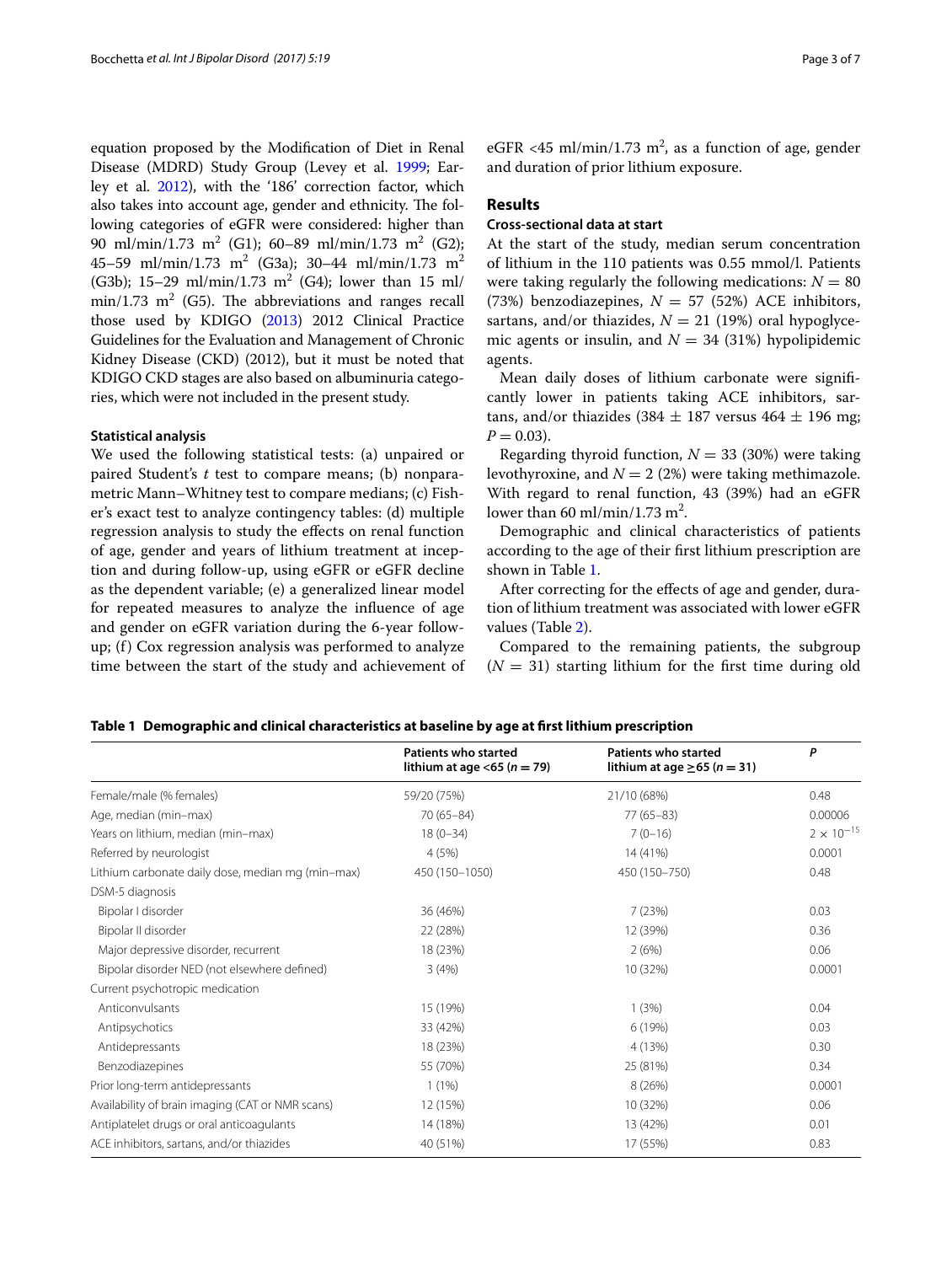equation proposed by the Modification of Diet in Renal Disease (MDRD) Study Group (Levey et al. 1999; Earley et al. 2012), with the '186' correction factor, which also takes into account age, gender and ethnicity. The following categories of eGFR were considered: higher than 90 ml/min/1.73 $m^2$ (G1); 60–89 ml/min/1.73 $m^2$ (G2); 45–59 ml/min/1.73 $m^2$ (G3a); 30–44 ml/min/1.73 $m^2$ (G3b); 15–29 ml/min/1.73 $m^2$ (G4); lower than 15 ml/min/1.73 $m^2$ (G5). The abbreviations and ranges recall those used by KDIGO (2013) 2012 Clinical Practice Guidelines for the Evaluation and Management of Chronic Kidney Disease (CKD) (2012), but it must be noted that KDIGO CKD stages are also based on albuminuria categories, which were not included in the present study.

### Statistical analysis

We used the following statistical tests: (a) unpaired or paired Student's *t* test to compare means; (b) nonparametric Mann–Whitney test to compare medians; (c) Fisher's exact test to analyze contingency tables: (d) multiple regression analysis to study the effects on renal function of age, gender and years of lithium treatment at inception and during follow-up, using eGFR or eGFR decline as the dependent variable; (e) a generalized linear model for repeated measures to analyze the influence of age and gender on eGFR variation during the 6-year follow-up; (f) Cox regression analysis was performed to analyze time between the start of the study and achievement of eGFR <45 ml/min/1.73 $m^2$, as a function of age, gender and duration of prior lithium exposure.

## Results

### Cross-sectional data at start

At the start of the study, median serum concentration of lithium in the 110 patients was 0.55 mmol/l. Patients were taking regularly the following medications: $N = 80$ (73%) benzodiazepines, $N = 57$ (52%) ACE inhibitors, sartans, and/or thiazides, $N = 21$ (19%) oral hypoglycemic agents or insulin, and $N = 34$ (31%) hypolipidemic agents.

Mean daily doses of lithium carbonate were significantly lower in patients taking ACE inhibitors, sartans, and/or thiazides (384 ± 187 versus 464 ± 196 mg; $P = 0.03$).

Regarding thyroid function, $N = 33$ (30%) were taking levothyroxine, and $N = 2$ (2%) were taking methimazole. With regard to renal function, 43 (39%) had an eGFR lower than 60 ml/min/1.73 $m^2$.

Demographic and clinical characteristics of patients according to the age of their first lithium prescription are shown in Table 1.

After correcting for the effects of age and gender, duration of lithium treatment was associated with lower eGFR values (Table 2).

Compared to the remaining patients, the subgroup ($N = 31$) starting lithium for the first time during old

**Table 1 Demographic and clinical characteristics at baseline by age at first lithium prescription**

| | Patients who started lithium at age <65 ($n = 79$) | Patients who started lithium at age ≥65 ($n = 31$) | *P* |
|---|---|---|---|
| Female/male (% females) | 59/20 (75%) | 21/10 (68%) | 0.48 |
| Age, median (min–max) | 70 (65–84) | 77 (65–83) | 0.00006 |
| Years on lithium, median (min–max) | 18 (0–34) | 7 (0–16) | $2 \times 10^{-15}$ |
| Referred by neurologist | 4 (5%) | 14 (41%) | 0.0001 |
| Lithium carbonate daily dose, median mg (min–max) | 450 (150–1050) | 450 (150–750) | 0.48 |
| DSM-5 diagnosis | | | |
| Bipolar I disorder | 36 (46%) | 7 (23%) | 0.03 |
| Bipolar II disorder | 22 (28%) | 12 (39%) | 0.36 |
| Major depressive disorder, recurrent | 18 (23%) | 2 (6%) | 0.06 |
| Bipolar disorder NED (not elsewhere defined) | 3 (4%) | 10 (32%) | 0.0001 |
| Current psychotropic medication | | | |
| Anticonvulsants | 15 (19%) | 1 (3%) | 0.04 |
| Antipsychotics | 33 (42%) | 6 (19%) | 0.03 |
| Antidepressants | 18 (23%) | 4 (13%) | 0.30 |
| Benzodiazepines | 55 (70%) | 25 (81%) | 0.34 |
| Prior long-term antidepressants | 1 (1%) | 8 (26%) | 0.0001 |
| Availability of brain imaging (CAT or NMR scans) | 12 (15%) | 10 (32%) | 0.06 |
| Antiplatelet drugs or oral anticoagulants | 14 (18%) | 13 (42%) | 0.01 |
| ACE inhibitors, sartans, and/or thiazides | 40 (51%) | 17 (55%) | 0.83 |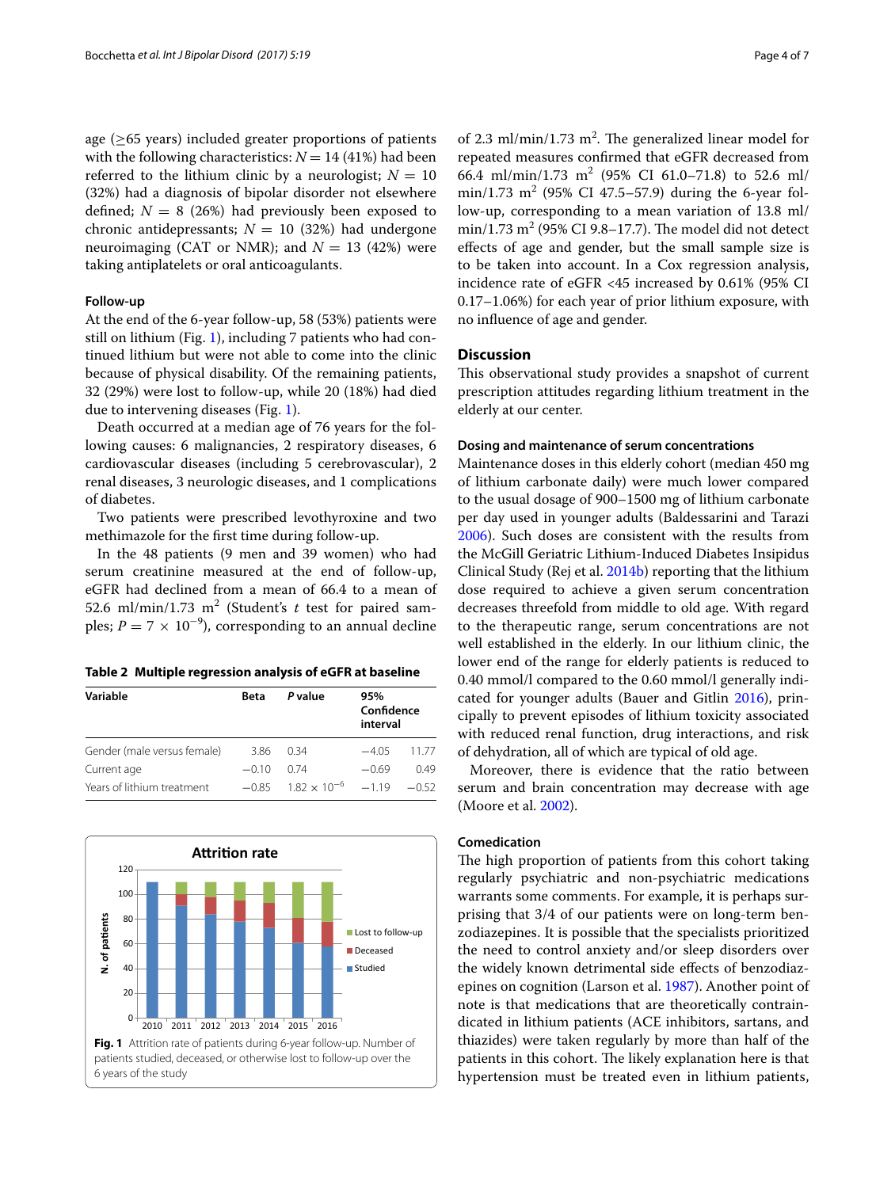age (≥65 years) included greater proportions of patients with the following characteristics: $N = 14$ (41%) had been referred to the lithium clinic by a neurologist; $N = 10$ (32%) had a diagnosis of bipolar disorder not elsewhere defined; $N = 8$ (26%) had previously been exposed to chronic antidepressants; $N = 10$ (32%) had undergone neuroimaging (CAT or NMR); and $N = 13$ (42%) were taking antiplatelets or oral anticoagulants.

### Follow-up

At the end of the 6-year follow-up, 58 (53%) patients were still on lithium (Fig. 1), including 7 patients who had continued lithium but were not able to come into the clinic because of physical disability. Of the remaining patients, 32 (29%) were lost to follow-up, while 20 (18%) had died due to intervening diseases (Fig. 1).

Death occurred at a median age of 76 years for the following causes: 6 malignancies, 2 respiratory diseases, 6 cardiovascular diseases (including 5 cerebrovascular), 2 renal diseases, 3 neurologic diseases, and 1 complications of diabetes.

Two patients were prescribed levothyroxine and two methimazole for the first time during follow-up.

In the 48 patients (9 men and 39 women) who had serum creatinine measured at the end of follow-up, eGFR had declined from a mean of 66.4 to a mean of 52.6 ml/min/1.73 $m^2$ (Student's *t* test for paired samples; $P = 7 \times 10^{-9}$), corresponding to an annual decline of 2.3 ml/min/1.73 $m^2$. The generalized linear model for repeated measures confirmed that eGFR decreased from 66.4 ml/min/1.73 $m^2$ (95% CI 61.0–71.8) to 52.6 ml/min/1.73 $m^2$ (95% CI 47.5–57.9) during the 6-year follow-up, corresponding to a mean variation of 13.8 ml/min/1.73 $m^2$ (95% CI 9.8–17.7). The model did not detect effects of age and gender, but the small sample size is to be taken into account. In a Cox regression analysis, incidence rate of eGFR <45 increased by 0.61% (95% CI 0.17–1.06%) for each year of prior lithium exposure, with no influence of age and gender.

**Table 2 Multiple regression analysis of eGFR at baseline**

| Variable | Beta | P value | 95% Confidence interval | |
|---|---|---|---|---|
| Gender (male versus female) | 3.86 | 0.34 | −4.05 | 11.77 |
| Current age | −0.10 | 0.74 | −0.69 | 0.49 |
| Years of lithium treatment | −0.85 | $1.82 \times 10^{-6}$ | −1.19 | −0.52 |

**Fig. 1** Attrition rate of patients during 6-year follow-up. Number of patients studied, deceased, or otherwise lost to follow-up over the 6 years of the study

## Discussion

This observational study provides a snapshot of current prescription attitudes regarding lithium treatment in the elderly at our center.

### Dosing and maintenance of serum concentrations

Maintenance doses in this elderly cohort (median 450 mg of lithium carbonate daily) were much lower compared to the usual dosage of 900–1500 mg of lithium carbonate per day used in younger adults (Baldessarini and Tarazi 2006). Such doses are consistent with the results from the McGill Geriatric Lithium-Induced Diabetes Insipidus Clinical Study (Rej et al. 2014b) reporting that the lithium dose required to achieve a given serum concentration decreases threefold from middle to old age. With regard to the therapeutic range, serum concentrations are not well established in the elderly. In our lithium clinic, the lower end of the range for elderly patients is reduced to 0.40 mmol/l compared to the 0.60 mmol/l generally indicated for younger adults (Bauer and Gitlin 2016), principally to prevent episodes of lithium toxicity associated with reduced renal function, drug interactions, and risk of dehydration, all of which are typical of old age.

Moreover, there is evidence that the ratio between serum and brain concentration may decrease with age (Moore et al. 2002).

### Comedication

The high proportion of patients from this cohort taking regularly psychiatric and non-psychiatric medications warrants some comments. For example, it is perhaps surprising that 3/4 of our patients were on long-term benzodiazepines. It is possible that the specialists prioritized the need to control anxiety and/or sleep disorders over the widely known detrimental side effects of benzodiazepines on cognition (Larson et al. 1987). Another point of note is that medications that are theoretically contraindicated in lithium patients (ACE inhibitors, sartans, and thiazides) were taken regularly by more than half of the patients in this cohort. The likely explanation here is that hypertension must be treated even in lithium patients,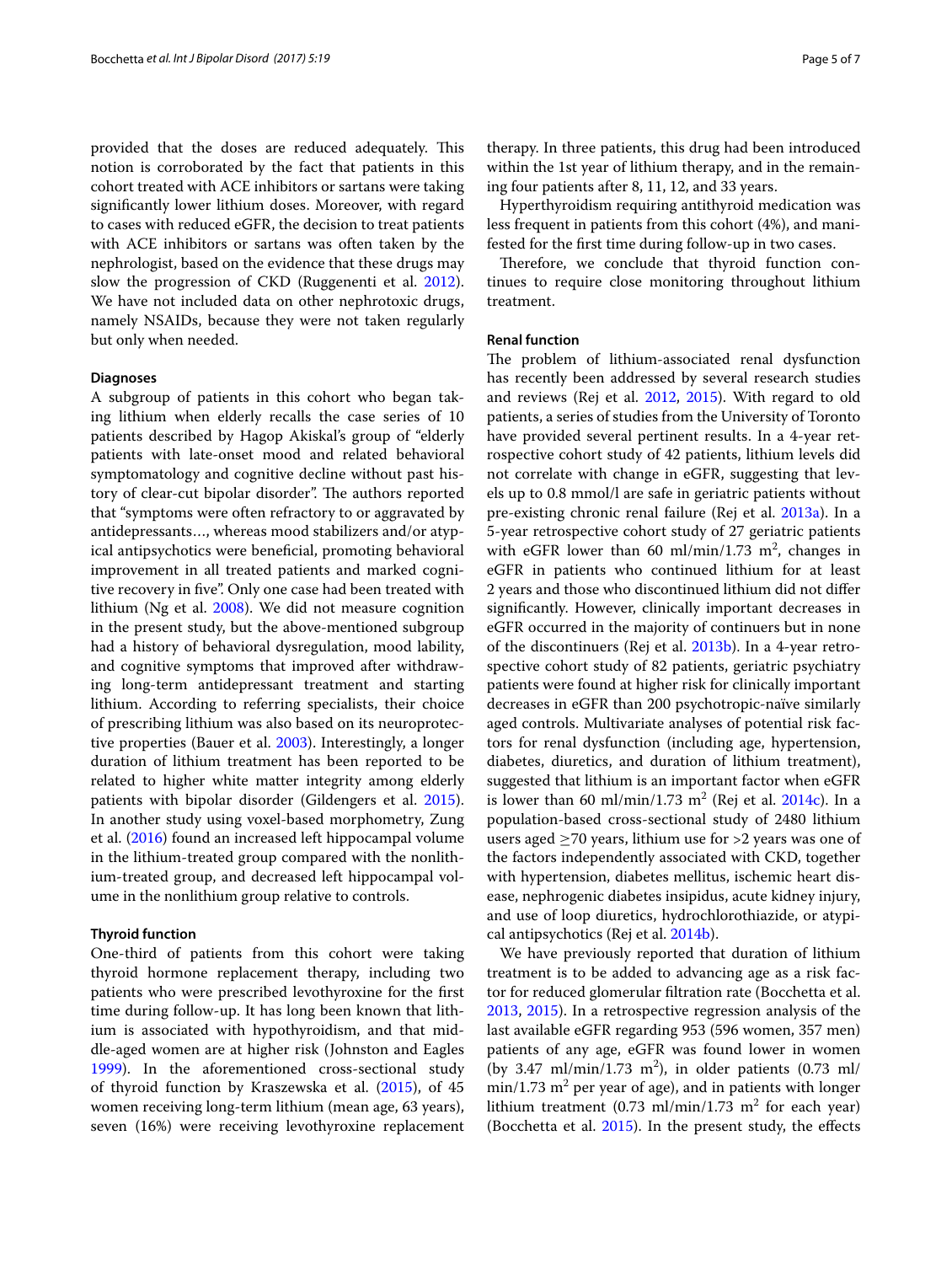provided that the doses are reduced adequately. This notion is corroborated by the fact that patients in this cohort treated with ACE inhibitors or sartans were taking significantly lower lithium doses. Moreover, with regard to cases with reduced eGFR, the decision to treat patients with ACE inhibitors or sartans was often taken by the nephrologist, based on the evidence that these drugs may slow the progression of CKD (Ruggenenti et al. 2012). We have not included data on other nephrotoxic drugs, namely NSAIDs, because they were not taken regularly but only when needed.

#### Diagnoses

A subgroup of patients in this cohort who began taking lithium when elderly recalls the case series of 10 patients described by Hagop Akiskal's group of "elderly patients with late-onset mood and related behavioral symptomatology and cognitive decline without past history of clear-cut bipolar disorder". The authors reported that "symptoms were often refractory to or aggravated by antidepressants…, whereas mood stabilizers and/or atypical antipsychotics were beneficial, promoting behavioral improvement in all treated patients and marked cognitive recovery in five". Only one case had been treated with lithium (Ng et al. 2008). We did not measure cognition in the present study, but the above-mentioned subgroup had a history of behavioral dysregulation, mood lability, and cognitive symptoms that improved after withdrawing long-term antidepressant treatment and starting lithium. According to referring specialists, their choice of prescribing lithium was also based on its neuroprotective properties (Bauer et al. 2003). Interestingly, a longer duration of lithium treatment has been reported to be related to higher white matter integrity among elderly patients with bipolar disorder (Gildengers et al. 2015). In another study using voxel-based morphometry, Zung et al. (2016) found an increased left hippocampal volume in the lithium-treated group compared with the nonlithium-treated group, and decreased left hippocampal volume in the nonlithium group relative to controls.

#### Thyroid function

One-third of patients from this cohort were taking thyroid hormone replacement therapy, including two patients who were prescribed levothyroxine for the first time during follow-up. It has long been known that lithium is associated with hypothyroidism, and that middle-aged women are at higher risk (Johnston and Eagles 1999). In the aforementioned cross-sectional study of thyroid function by Kraszewska et al. (2015), of 45 women receiving long-term lithium (mean age, 63 years), seven (16%) were receiving levothyroxine replacement therapy. In three patients, this drug had been introduced within the 1st year of lithium therapy, and in the remaining four patients after 8, 11, 12, and 33 years.

Hyperthyroidism requiring antithyroid medication was less frequent in patients from this cohort (4%), and manifested for the first time during follow-up in two cases.

Therefore, we conclude that thyroid function continues to require close monitoring throughout lithium treatment.

#### Renal function

The problem of lithium-associated renal dysfunction has recently been addressed by several research studies and reviews (Rej et al. 2012, 2015). With regard to old patients, a series of studies from the University of Toronto have provided several pertinent results. In a 4-year retrospective cohort study of 42 patients, lithium levels did not correlate with change in eGFR, suggesting that levels up to 0.8 mmol/l are safe in geriatric patients without pre-existing chronic renal failure (Rej et al. 2013a). In a 5-year retrospective cohort study of 27 geriatric patients with eGFR lower than 60 ml/min/1.73 $m^2$, changes in eGFR in patients who continued lithium for at least 2 years and those who discontinued lithium did not differ significantly. However, clinically important decreases in eGFR occurred in the majority of continuers but in none of the discontinuers (Rej et al. 2013b). In a 4-year retrospective cohort study of 82 patients, geriatric psychiatry patients were found at higher risk for clinically important decreases in eGFR than 200 psychotropic-naïve similarly aged controls. Multivariate analyses of potential risk factors for renal dysfunction (including age, hypertension, diabetes, diuretics, and duration of lithium treatment), suggested that lithium is an important factor when eGFR is lower than 60 ml/min/1.73 $m^2$ (Rej et al. 2014c). In a population-based cross-sectional study of 2480 lithium users aged $\geq$70 years, lithium use for >2 years was one of the factors independently associated with CKD, together with hypertension, diabetes mellitus, ischemic heart disease, nephrogenic diabetes insipidus, acute kidney injury, and use of loop diuretics, hydrochlorothiazide, or atypical antipsychotics (Rej et al. 2014b).

We have previously reported that duration of lithium treatment is to be added to advancing age as a risk factor for reduced glomerular filtration rate (Bocchetta et al. 2013, 2015). In a retrospective regression analysis of the last available eGFR regarding 953 (596 women, 357 men) patients of any age, eGFR was found lower in women (by 3.47 ml/min/1.73 $m^2$), in older patients (0.73 ml/min/1.73 $m^2$ per year of age), and in patients with longer lithium treatment (0.73 ml/min/1.73 $m^2$ for each year) (Bocchetta et al. 2015). In the present study, the effects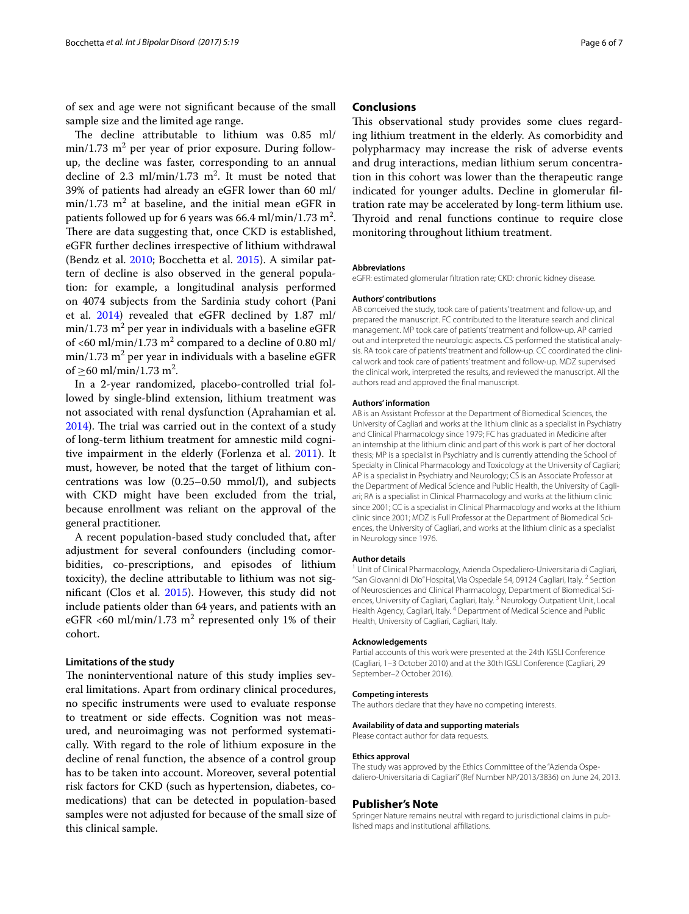of sex and age were not significant because of the small sample size and the limited age range.

The decline attributable to lithium was 0.85 ml/min/1.73 $m^2$ per year of prior exposure. During follow-up, the decline was faster, corresponding to an annual decline of 2.3 ml/min/1.73 $m^2$. It must be noted that 39% of patients had already an eGFR lower than 60 ml/min/1.73 $m^2$ at baseline, and the initial mean eGFR in patients followed up for 6 years was 66.4 ml/min/1.73 $m^2$. There are data suggesting that, once CKD is established, eGFR further declines irrespective of lithium withdrawal (Bendz et al. 2010; Bocchetta et al. 2015). A similar pattern of decline is also observed in the general population: for example, a longitudinal analysis performed on 4074 subjects from the Sardinia study cohort (Pani et al. 2014) revealed that eGFR declined by 1.87 ml/min/1.73 $m^2$ per year in individuals with a baseline eGFR of <60 ml/min/1.73 $m^2$ compared to a decline of 0.80 ml/min/1.73 $m^2$ per year in individuals with a baseline eGFR of $\geq$60 ml/min/1.73 $m^2$.

In a 2-year randomized, placebo-controlled trial followed by single-blind extension, lithium treatment was not associated with renal dysfunction (Aprahamian et al. 2014). The trial was carried out in the context of a study of long-term lithium treatment for amnestic mild cognitive impairment in the elderly (Forlenza et al. 2011). It must, however, be noted that the target of lithium concentrations was low (0.25–0.50 mmol/l), and subjects with CKD might have been excluded from the trial, because enrollment was reliant on the approval of the general practitioner.

A recent population-based study concluded that, after adjustment for several confounders (including comorbidities, co-prescriptions, and episodes of lithium toxicity), the decline attributable to lithium was not significant (Clos et al. 2015). However, this study did not include patients older than 64 years, and patients with an eGFR <60 ml/min/1.73 $m^2$ represented only 1% of their cohort.

### Limitations of the study

The noninterventional nature of this study implies several limitations. Apart from ordinary clinical procedures, no specific instruments were used to evaluate response to treatment or side effects. Cognition was not measured, and neuroimaging was not performed systematically. With regard to the role of lithium exposure in the decline of renal function, the absence of a control group has to be taken into account. Moreover, several potential risk factors for CKD (such as hypertension, diabetes, co-medications) that can be detected in population-based samples were not adjusted for because of the small size of this clinical sample.

## Conclusions

This observational study provides some clues regarding lithium treatment in the elderly. As comorbidity and polypharmacy may increase the risk of adverse events and drug interactions, median lithium serum concentration in this cohort was lower than the therapeutic range indicated for younger adults. Decline in glomerular filtration rate may be accelerated by long-term lithium use. Thyroid and renal functions continue to require close monitoring throughout lithium treatment.

#### Abbreviations

eGFR: estimated glomerular filtration rate; CKD: chronic kidney disease.

#### Authors' contributions

AB conceived the study, took care of patients' treatment and follow-up, and prepared the manuscript. FC contributed to the literature search and clinical management. MP took care of patients' treatment and follow-up. AP carried out and interpreted the neurologic aspects. CS performed the statistical analysis. RA took care of patients' treatment and follow-up. CC coordinated the clinical work and took care of patients' treatment and follow-up. MDZ supervised the clinical work, interpreted the results, and reviewed the manuscript. All the authors read and approved the final manuscript.

#### Authors' information

AB is an Assistant Professor at the Department of Biomedical Sciences, the University of Cagliari and works at the lithium clinic as a specialist in Psychiatry and Clinical Pharmacology since 1979; FC has graduated in Medicine after an internship at the lithium clinic and part of this work is part of her doctoral thesis; MP is a specialist in Psychiatry and is currently attending the School of Specialty in Clinical Pharmacology and Toxicology at the University of Cagliari; AP is a specialist in Psychiatry and Neurology; CS is an Associate Professor at the Department of Medical Science and Public Health, the University of Cagliari; RA is a specialist in Clinical Pharmacology and works at the lithium clinic since 2001; CC is a specialist in Clinical Pharmacology and works at the lithium clinic since 2001; MDZ is Full Professor at the Department of Biomedical Sciences, the University of Cagliari, and works at the lithium clinic as a specialist in Neurology since 1976.

#### Author details

[1] Unit of Clinical Pharmacology, Azienda Ospedaliero-Universitaria di Cagliari, "San Giovanni di Dio" Hospital, Via Ospedale 54, 09124 Cagliari, Italy. [2] Section of Neurosciences and Clinical Pharmacology, Department of Biomedical Sciences, University of Cagliari, Cagliari, Italy. [3] Neurology Outpatient Unit, Local Health Agency, Cagliari, Italy. [4] Department of Medical Science and Public Health, University of Cagliari, Cagliari, Italy.

#### Acknowledgements

Partial accounts of this work were presented at the 24th IGSLI Conference (Cagliari, 1–3 October 2010) and at the 30th IGSLI Conference (Cagliari, 29 September–2 October 2016).

#### Competing interests

The authors declare that they have no competing interests.

#### Availability of data and supporting materials

Please contact author for data requests.

#### Ethics approval

The study was approved by the Ethics Committee of the "Azienda Ospedaliero-Universitaria di Cagliari" (Ref Number NP/2013/3836) on June 24, 2013.

## Publisher's Note

Springer Nature remains neutral with regard to jurisdictional claims in published maps and institutional affiliations.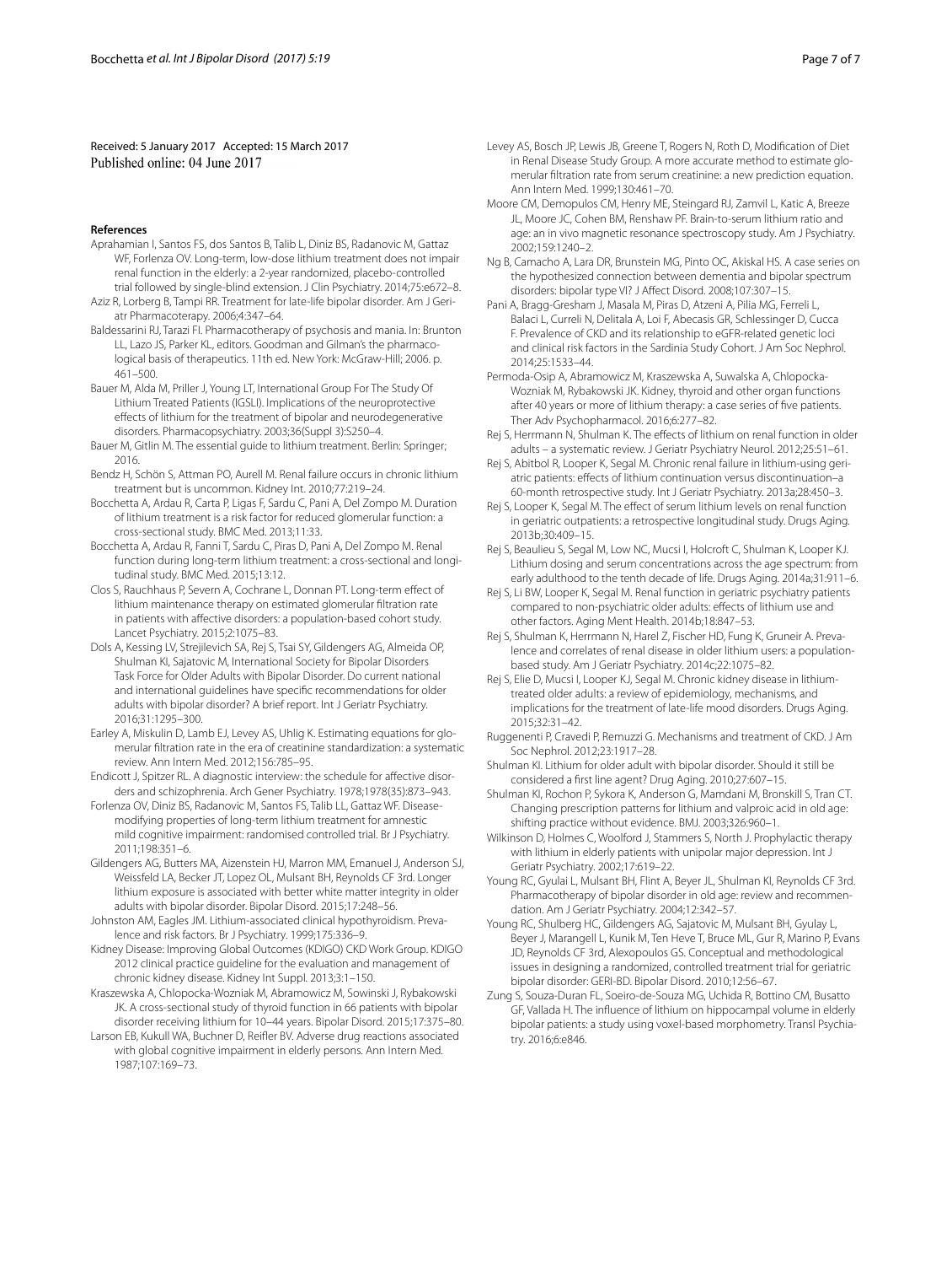Received: 5 January 2017 Accepted: 15 March 2017
Published online: 04 June 2017

#### References

Aprahamian I, Santos FS, dos Santos B, Talib L, Diniz BS, Radanovic M, Gattaz WF, Forlenza OV. Long-term, low-dose lithium treatment does not impair renal function in the elderly: a 2-year randomized, placebo-controlled trial followed by single-blind extension. J Clin Psychiatry. 2014;75:e672–8.

Aziz R, Lorberg B, Tampi RR. Treatment for late-life bipolar disorder. Am J Geriatr Pharmacoterapy. 2006;4:347–64.

Baldessarini RJ, Tarazi FI. Pharmacotherapy of psychosis and mania. In: Brunton LL, Lazo JS, Parker KL, editors. Goodman and Gilman's the pharmacological basis of therapeutics. 11th ed. New York: McGraw-Hill; 2006. p. 461–500.

Bauer M, Alda M, Priller J, Young LT, International Group For The Study Of Lithium Treated Patients (IGSLI). Implications of the neuroprotective effects of lithium for the treatment of bipolar and neurodegenerative disorders. Pharmacopsychiatry. 2003;36(Suppl 3):S250–4.

Bauer M, Gitlin M. The essential guide to lithium treatment. Berlin: Springer; 2016.

Bendz H, Schön S, Attman PO, Aurell M. Renal failure occurs in chronic lithium treatment but is uncommon. Kidney Int. 2010;77:219–24.

Bocchetta A, Ardau R, Carta P, Ligas F, Sardu C, Pani A, Del Zompo M. Duration of lithium treatment is a risk factor for reduced glomerular function: a cross-sectional study. BMC Med. 2013;11:33.

Bocchetta A, Ardau R, Fanni T, Sardu C, Piras D, Pani A, Del Zompo M. Renal function during long-term lithium treatment: a cross-sectional and longitudinal study. BMC Med. 2015;13:12.

Clos S, Rauchhaus P, Severn A, Cochrane L, Donnan PT. Long-term effect of lithium maintenance therapy on estimated glomerular filtration rate in patients with affective disorders: a population-based cohort study. Lancet Psychiatry. 2015;2:1075–83.

Dols A, Kessing LV, Strejilevich SA, Rej S, Tsai SY, Gildengers AG, Almeida OP, Shulman KI, Sajatovic M, International Society for Bipolar Disorders Task Force for Older Adults with Bipolar Disorder. Do current national and international guidelines have specific recommendations for older adults with bipolar disorder? A brief report. Int J Geriatr Psychiatry. 2016;31:1295–300.

Earley A, Miskulin D, Lamb EJ, Levey AS, Uhlig K. Estimating equations for glomerular filtration rate in the era of creatinine standardization: a systematic review. Ann Intern Med. 2012;156:785–95.

Endicott J, Spitzer RL. A diagnostic interview: the schedule for affective disorders and schizophrenia. Arch Gener Psychiatry. 1978;1978(35):873–943.

Forlenza OV, Diniz BS, Radanovic M, Santos FS, Talib LL, Gattaz WF. Disease-modifying properties of long-term lithium treatment for amnestic mild cognitive impairment: randomised controlled trial. Br J Psychiatry. 2011;198:351–6.

Gildengers AG, Butters MA, Aizenstein HJ, Marron MM, Emanuel J, Anderson SJ, Weissfeld LA, Becker JT, Lopez OL, Mulsant BH, Reynolds CF 3rd. Longer lithium exposure is associated with better white matter integrity in older adults with bipolar disorder. Bipolar Disord. 2015;17:248–56.

Johnston AM, Eagles JM. Lithium-associated clinical hypothyroidism. Prevalence and risk factors. Br J Psychiatry. 1999;175:336–9.

Kidney Disease: Improving Global Outcomes (KDIGO) CKD Work Group. KDIGO 2012 clinical practice guideline for the evaluation and management of chronic kidney disease. Kidney Int Suppl. 2013;3:1–150.

Kraszewska A, Chlopocka-Wozniak M, Abramowicz M, Sowinski J, Rybakowski JK. A cross-sectional study of thyroid function in 66 patients with bipolar disorder receiving lithium for 10–44 years. Bipolar Disord. 2015;17:375–80.

Larson EB, Kukull WA, Buchner D, Reifler BV. Adverse drug reactions associated with global cognitive impairment in elderly persons. Ann Intern Med. 1987;107:169–73.

Levey AS, Bosch JP, Lewis JB, Greene T, Rogers N, Roth D, Modification of Diet in Renal Disease Study Group. A more accurate method to estimate glomerular filtration rate from serum creatinine: a new prediction equation. Ann Intern Med. 1999;130:461–70.

Moore CM, Demopulos CM, Henry ME, Steingard RJ, Zamvil L, Katic A, Breeze JL, Moore JC, Cohen BM, Renshaw PF. Brain-to-serum lithium ratio and age: an in vivo magnetic resonance spectroscopy study. Am J Psychiatry. 2002;159:1240–2.

Ng B, Camacho A, Lara DR, Brunstein MG, Pinto OC, Akiskal HS. A case series on the hypothesized connection between dementia and bipolar spectrum disorders: bipolar type VI? J Affect Disord. 2008;107:307–15.

Pani A, Bragg-Gresham J, Masala M, Piras D, Atzeni A, Pilia MG, Ferreli L, Balaci L, Curreli N, Delitala A, Loi F, Abecasis GR, Schlessinger D, Cucca F. Prevalence of CKD and its relationship to eGFR-related genetic loci and clinical risk factors in the Sardinia Study Cohort. J Am Soc Nephrol. 2014;25:1533–44.

Permoda-Osip A, Abramowicz M, Kraszewska A, Suwalska A, Chlopocka-Wozniak M, Rybakowski JK. Kidney, thyroid and other organ functions after 40 years or more of lithium therapy: a case series of five patients. Ther Adv Psychopharmacol. 2016;6:277–82.

Rej S, Herrmann N, Shulman K. The effects of lithium on renal function in older adults – a systematic review. J Geriatr Psychiatry Neurol. 2012;25:51–61.

Rej S, Abitbol R, Looper K, Segal M. Chronic renal failure in lithium-using geriatric patients: effects of lithium continuation versus discontinuation–a 60-month retrospective study. Int J Geriatr Psychiatry. 2013a;28:450–3.

Rej S, Looper K, Segal M. The effect of serum lithium levels on renal function in geriatric outpatients: a retrospective longitudinal study. Drugs Aging. 2013b;30:409–15.

Rej S, Beaulieu S, Segal M, Low NC, Mucsi I, Holcroft C, Shulman K, Looper KJ. Lithium dosing and serum concentrations across the age spectrum: from early adulthood to the tenth decade of life. Drugs Aging. 2014a;31:911–6.

Rej S, Li BW, Looper K, Segal M. Renal function in geriatric psychiatry patients compared to non-psychiatric older adults: effects of lithium use and other factors. Aging Ment Health. 2014b;18:847–53.

Rej S, Shulman K, Herrmann N, Harel Z, Fischer HD, Fung K, Gruneir A. Prevalence and correlates of renal disease in older lithium users: a population-based study. Am J Geriatr Psychiatry. 2014c;22:1075–82.

Rej S, Elie D, Mucsi I, Looper KJ, Segal M. Chronic kidney disease in lithium-treated older adults: a review of epidemiology, mechanisms, and implications for the treatment of late-life mood disorders. Drugs Aging. 2015;32:31–42.

Ruggenenti P, Cravedi P, Remuzzi G. Mechanisms and treatment of CKD. J Am Soc Nephrol. 2012;23:1917–28.

Shulman KI. Lithium for older adult with bipolar disorder. Should it still be considered a first line agent? Drug Aging. 2010;27:607–15.

Shulman KI, Rochon P, Sykora K, Anderson G, Mamdani M, Bronskill S, Tran CT. Changing prescription patterns for lithium and valproic acid in old age: shifting practice without evidence. BMJ. 2003;326:960–1.

Wilkinson D, Holmes C, Woolford J, Stammers S, North J. Prophylactic therapy with lithium in elderly patients with unipolar major depression. Int J Geriatr Psychiatry. 2002;17:619–22.

Young RC, Gyulai L, Mulsant BH, Flint A, Beyer JL, Shulman KI, Reynolds CF 3rd. Pharmacotherapy of bipolar disorder in old age: review and recommendation. Am J Geriatr Psychiatry. 2004;12:342–57.

Young RC, Shulberg HC, Gildengers AG, Sajatovic M, Mulsant BH, Gyulay L, Beyer J, Marangell L, Kunik M, Ten Heve T, Bruce ML, Gur R, Marino P, Evans JD, Reynolds CF 3rd, Alexopoulos GS. Conceptual and methodological issues in designing a randomized, controlled treatment trial for geriatric bipolar disorder: GERI-BD. Bipolar Disord. 2010;12:56–67.

Zung S, Souza-Duran FL, Soeiro-de-Souza MG, Uchida R, Bottino CM, Busatto GF, Vallada H. The influence of lithium on hippocampal volume in elderly bipolar patients: a study using voxel-based morphometry. Transl Psychiatry. 2016;6:e846.